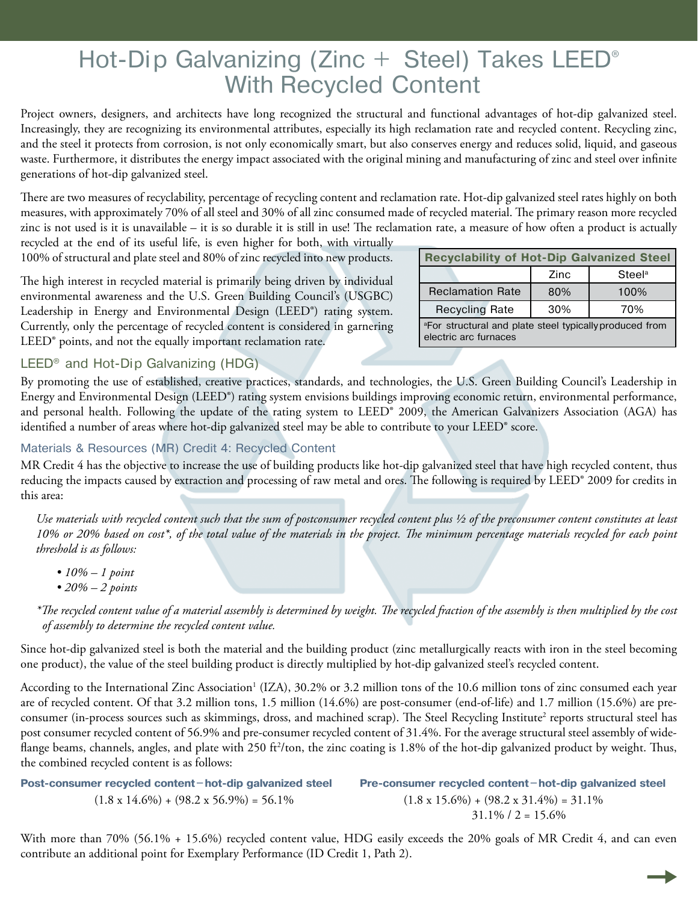# Hot-Dip Galvanizing (Zinc + Steel) Takes LEED® With Recycled Content

Project owners, designers, and architects have long recognized the structural and functional advantages of hot-dip galvanized steel. Increasingly, they are recognizing its environmental attributes, especially its high reclamation rate and recycled content. Recycling zinc, and the steel it protects from corrosion, is not only economically smart, but also conserves energy and reduces solid, liquid, and gaseous waste. Furthermore, it distributes the energy impact associated with the original mining and manufacturing of zinc and steel over infinite generations of hot-dip galvanized steel.

There are two measures of recyclability, percentage of recycling content and reclamation rate. Hot-dip galvanized steel rates highly on both measures, with approximately 70% of all steel and 30% of all zinc consumed made of recycled material. The primary reason more recycled zinc is not used is it is unavailable – it is so durable it is still in use! The reclamation rate, a measure of how often a product is actually recycled at the end of its useful life, is even higher for both, with virtually 100% of structural and plate steel and 80% of zinc recycled into new products.

| Recyclability of Hot-Dip Galvanized Steel | | |
|---|---|---|
| | Zinc | Steel[a] |
| Reclamation Rate | 80% | 100% |
| Recycling Rate | 30% | 70% |

[a]For structural and plate steel typically produced from electric arc furnaces

The high interest in recycled material is primarily being driven by individual environmental awareness and the U.S. Green Building Council's (USGBC) Leadership in Energy and Environmental Design (LEED®) rating system. Currently, only the percentage of recycled content is considered in garnering LEED® points, and not the equally important reclamation rate.

## LEED® and Hot-Dip Galvanizing (HDG)

By promoting the use of established, creative practices, standards, and technologies, the U.S. Green Building Council's Leadership in Energy and Environmental Design (LEED®) rating system envisions buildings improving economic return, environmental performance, and personal health. Following the update of the rating system to LEED® 2009, the American Galvanizers Association (AGA) has identified a number of areas where hot-dip galvanized steel may be able to contribute to your LEED® score.

### Materials & Resources (MR) Credit 4: Recycled Content

MR Credit 4 has the objective to increase the use of building products like hot-dip galvanized steel that have high recycled content, thus reducing the impacts caused by extraction and processing of raw metal and ores. The following is required by LEED® 2009 for credits in this area:

*Use materials with recycled content such that the sum of postconsumer recycled content plus ½ of the preconsumer content constitutes at least 10% or 20% based on cost\*, of the total value of the materials in the project. The minimum percentage materials recycled for each point threshold is as follows:*

- *10% – 1 point*
- *20% – 2 points*

*\*The recycled content value of a material assembly is determined by weight. The recycled fraction of the assembly is then multiplied by the cost of assembly to determine the recycled content value.*

Since hot-dip galvanized steel is both the material and the building product (zinc metallurgically reacts with iron in the steel becoming one product), the value of the steel building product is directly multiplied by hot-dip galvanized steel's recycled content.

According to the International Zinc Association[1] (IZA), 30.2% or 3.2 million tons of the 10.6 million tons of zinc consumed each year are of recycled content. Of that 3.2 million tons, 1.5 million (14.6%) are post-consumer (end-of-life) and 1.7 million (15.6%) are pre-consumer (in-process sources such as skimmings, dross, and machined scrap). The Steel Recycling Institute[2] reports structural steel has post consumer recycled content of 56.9% and pre-consumer recycled content of 31.4%. For the average structural steel assembly of wide-flange beams, channels, angles, and plate with 250 ft²/ton, the zinc coating is 1.8% of the hot-dip galvanized product by weight. Thus, the combined recycled content is as follows:

**Post-consumer recycled content – hot-dip galvanized steel**

$$(1.8 \times 14.6\%) + (98.2 \times 56.9\%) = 56.1\%$$

**Pre-consumer recycled content – hot-dip galvanized steel**

$$(1.8 \times 15.6\%) + (98.2 \times 31.4\%) = 31.1\%$$

$$31.1\% / 2 = 15.6\%$$

With more than 70% (56.1% + 15.6%) recycled content value, HDG easily exceeds the 20% goals of MR Credit 4, and can even contribute an additional point for Exemplary Performance (ID Credit 1, Path 2).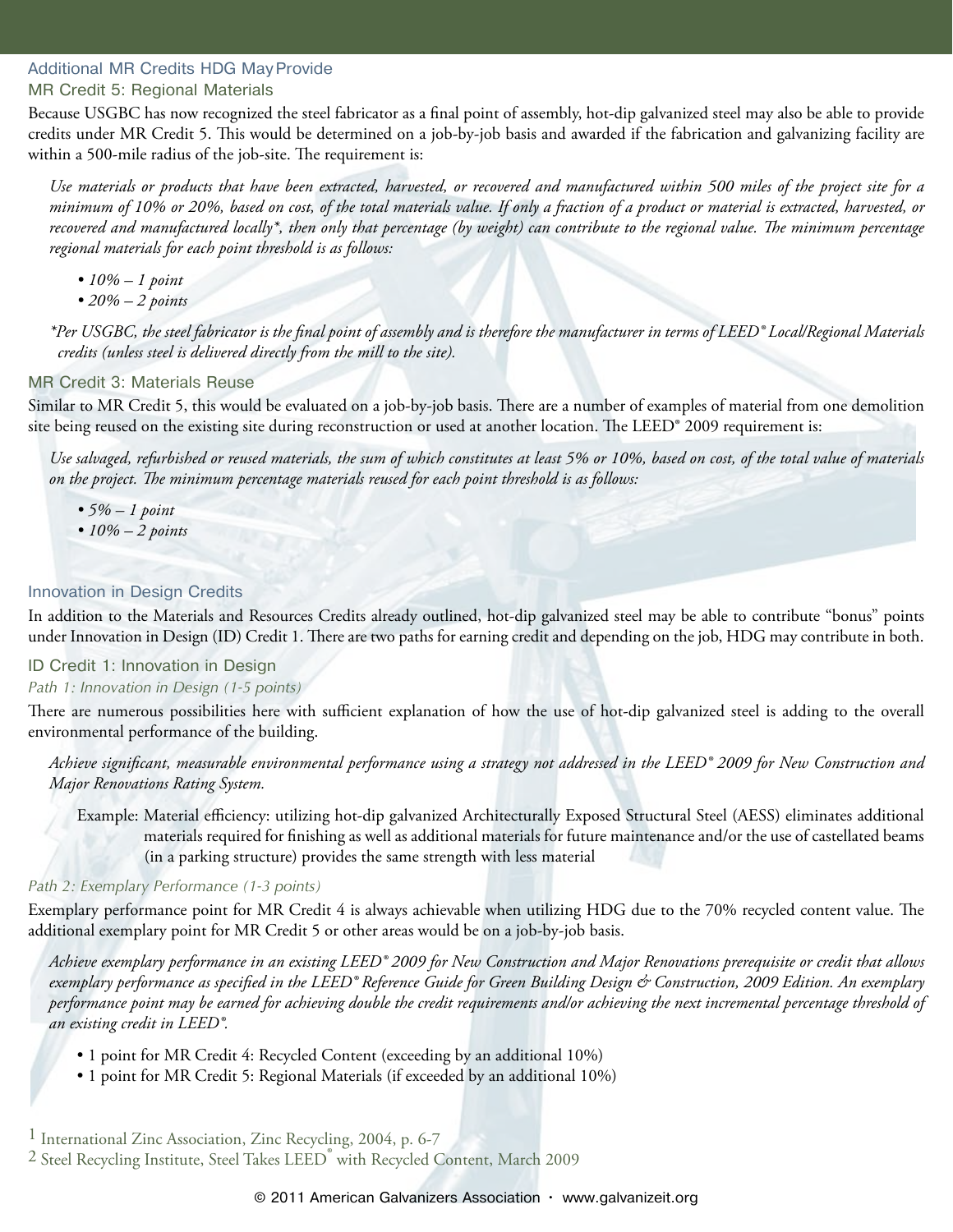## Additional MR Credits HDG May Provide

### MR Credit 5: Regional Materials

Because USGBC has now recognized the steel fabricator as a final point of assembly, hot-dip galvanized steel may also be able to provide credits under MR Credit 5. This would be determined on a job-by-job basis and awarded if the fabrication and galvanizing facility are within a 500-mile radius of the job-site. The requirement is:

*Use materials or products that have been extracted, harvested, or recovered and manufactured within 500 miles of the project site for a minimum of 10% or 20%, based on cost, of the total materials value. If only a fraction of a product or material is extracted, harvested, or recovered and manufactured locally*, then only that percentage (by weight) can contribute to the regional value. The minimum percentage regional materials for each point threshold is as follows:*

- *10% – 1 point*
- *20% – 2 points*

**Per USGBC, the steel fabricator is the final point of assembly and is therefore the manufacturer in terms of LEED® Local/Regional Materials credits (unless steel is delivered directly from the mill to the site).*

### MR Credit 3: Materials Reuse

Similar to MR Credit 5, this would be evaluated on a job-by-job basis. There are a number of examples of material from one demolition site being reused on the existing site during reconstruction or used at another location. The LEED® 2009 requirement is:

*Use salvaged, refurbished or reused materials, the sum of which constitutes at least 5% or 10%, based on cost, of the total value of materials on the project. The minimum percentage materials reused for each point threshold is as follows:*

- *5% – 1 point*
- *10% – 2 points*

## Innovation in Design Credits

In addition to the Materials and Resources Credits already outlined, hot-dip galvanized steel may be able to contribute "bonus" points under Innovation in Design (ID) Credit 1. There are two paths for earning credit and depending on the job, HDG may contribute in both.

### ID Credit 1: Innovation in Design

*Path 1: Innovation in Design (1-5 points)*

There are numerous possibilities here with sufficient explanation of how the use of hot-dip galvanized steel is adding to the overall environmental performance of the building.

*Achieve significant, measurable environmental performance using a strategy not addressed in the LEED® 2009 for New Construction and Major Renovations Rating System.*

Example: Material efficiency: utilizing hot-dip galvanized Architecturally Exposed Structural Steel (AESS) eliminates additional materials required for finishing as well as additional materials for future maintenance and/or the use of castellated beams (in a parking structure) provides the same strength with less material

*Path 2: Exemplary Performance (1-3 points)*

Exemplary performance point for MR Credit 4 is always achievable when utilizing HDG due to the 70% recycled content value. The additional exemplary point for MR Credit 5 or other areas would be on a job-by-job basis.

*Achieve exemplary performance in an existing LEED® 2009 for New Construction and Major Renovations prerequisite or credit that allows exemplary performance as specified in the LEED® Reference Guide for Green Building Design & Construction, 2009 Edition. An exemplary performance point may be earned for achieving double the credit requirements and/or achieving the next incremental percentage threshold of an existing credit in LEED®.*

- 1 point for MR Credit 4: Recycled Content (exceeding by an additional 10%)
- 1 point for MR Credit 5: Regional Materials (if exceeded by an additional 10%)

[1] International Zinc Association, Zinc Recycling, 2004, p. 6-7

[2] Steel Recycling Institute, Steel Takes LEED® with Recycled Content, March 2009

© 2011 American Galvanizers Association • www.galvanizeit.org